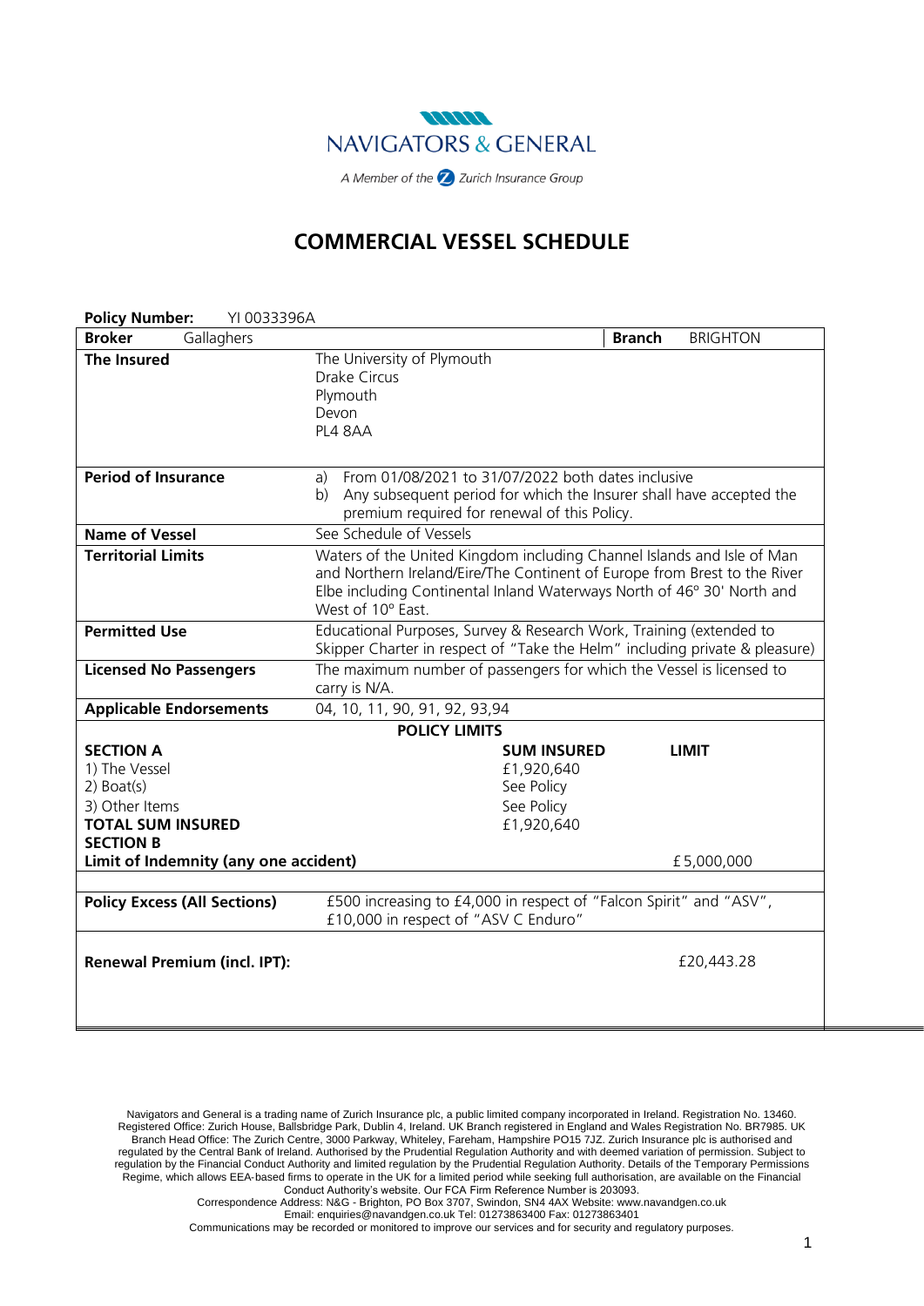NAVIGATORS & GENERAL

A Member of the Zurich Insurance Group

# COMMERCIAL VESSEL SCHEDULE

**Policy Number:** YI 0033396A

| **Broker** Gallaghers | | **Branch** BRIGHTON |
|---|---|---|
| **The Insured** | The University of Plymouth<br>Drake Circus<br>Plymouth<br>Devon<br>PL4 8AA | |
| **Period of Insurance** | a) From 01/08/2021 to 31/07/2022 both dates inclusive<br>b) Any subsequent period for which the Insurer shall have accepted the premium required for renewal of this Policy. | |
| **Name of Vessel** | See Schedule of Vessels | |
| **Territorial Limits** | Waters of the United Kingdom including Channel Islands and Isle of Man and Northern Ireland/Eire/The Continent of Europe from Brest to the River Elbe including Continental Inland Waterways North of 46º 30' North and West of 10º East. | |
| **Permitted Use** | Educational Purposes, Survey & Research Work, Training (extended to Skipper Charter in respect of "Take the Helm" including private & pleasure) | |
| **Licensed No Passengers** | The maximum number of passengers for which the Vessel is licensed to carry is N/A. | |
| **Applicable Endorsements** | 04, 10, 11, 90, 91, 92, 93,94 | |

**POLICY LIMITS**

| | **SUM INSURED** | **LIMIT** |
|---|---|---|
| **SECTION A** | | |
| 1) The Vessel | £1,920,640 | |
| 2) Boat(s) | See Policy | |
| 3) Other Items | See Policy | |
| **TOTAL SUM INSURED** | £1,920,640 | |
| **SECTION B** | | |
| **Limit of Indemnity (any one accident)** | | £ 5,000,000 |

| | |
|---|---|
| **Policy Excess (All Sections)** | £500 increasing to £4,000 in respect of "Falcon Spirit" and "ASV", £10,000 in respect of "ASV C Enduro" |

| | |
|---|---|
| **Renewal Premium (incl. IPT):** | £20,443.28 |

Navigators and General is a trading name of Zurich Insurance plc, a public limited company incorporated in Ireland. Registration No. 13460. Registered Office: Zurich House, Ballsbridge Park, Dublin 4, Ireland. UK Branch registered in England and Wales Registration No. BR7985. UK Branch Head Office: The Zurich Centre, 3000 Parkway, Whiteley, Fareham, Hampshire PO15 7JZ. Zurich Insurance plc is authorised and regulated by the Central Bank of Ireland. Authorised by the Prudential Regulation Authority and with deemed variation of permission. Subject to regulation by the Financial Conduct Authority and limited regulation by the Prudential Regulation Authority. Details of the Temporary Permissions Regime, which allows EEA-based firms to operate in the UK for a limited period while seeking full authorisation, are available on the Financial Conduct Authority's website. Our FCA Firm Reference Number is 203093.
Correspondence Address: N&G - Brighton, PO Box 3707, Swindon, SN4 4AX Website: www.navandgen.co.uk
Email: enquiries@navandgen.co.uk Tel: 01273863400 Fax: 01273863401
Communications may be recorded or monitored to improve our services and for security and regulatory purposes.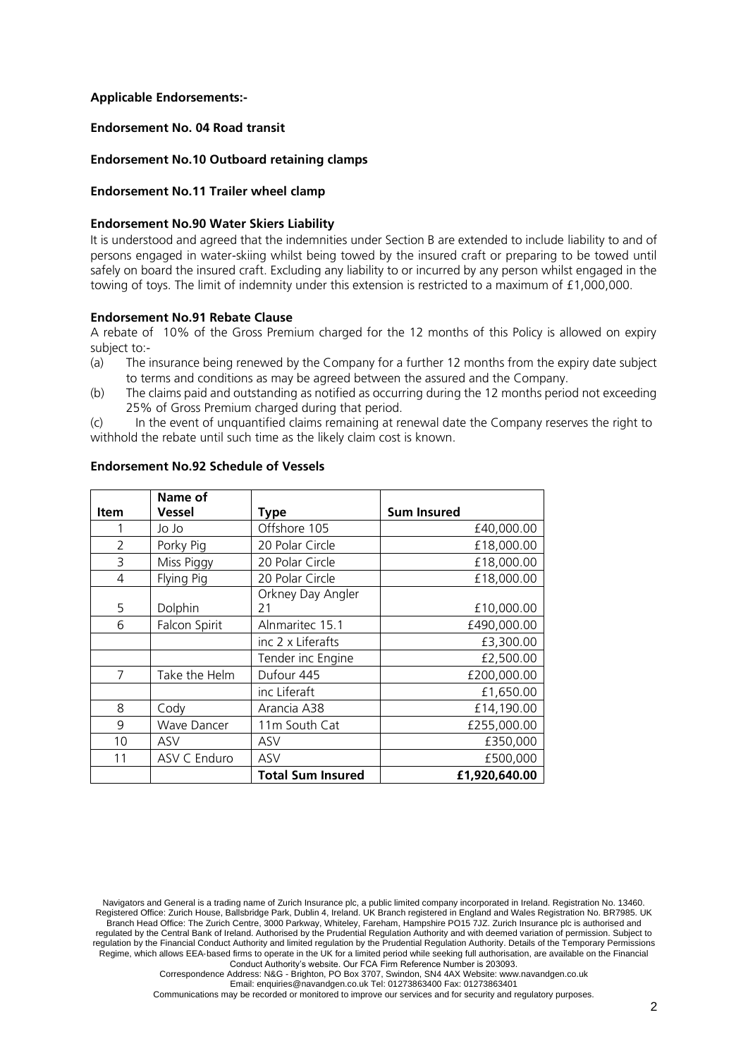**Applicable Endorsements:-**

**Endorsement No. 04 Road transit**

**Endorsement No.10 Outboard retaining clamps**

**Endorsement No.11 Trailer wheel clamp**

**Endorsement No.90 Water Skiers Liability**

It is understood and agreed that the indemnities under Section B are extended to include liability to and of persons engaged in water-skiing whilst being towed by the insured craft or preparing to be towed until safely on board the insured craft. Excluding any liability to or incurred by any person whilst engaged in the towing of toys. The limit of indemnity under this extension is restricted to a maximum of £1,000,000.

**Endorsement No.91 Rebate Clause**

A rebate of 10% of the Gross Premium charged for the 12 months of this Policy is allowed on expiry subject to:-

(a) The insurance being renewed by the Company for a further 12 months from the expiry date subject to terms and conditions as may be agreed between the assured and the Company.

(b) The claims paid and outstanding as notified as occurring during the 12 months period not exceeding 25% of Gross Premium charged during that period.

(c) In the event of unquantified claims remaining at renewal date the Company reserves the right to withhold the rebate until such time as the likely claim cost is known.

**Endorsement No.92 Schedule of Vessels**

| Item | Name of Vessel | Type | Sum Insured |
|---|---|---|---|
| 1 | Jo Jo | Offshore 105 | £40,000.00 |
| 2 | Porky Pig | 20 Polar Circle | £18,000.00 |
| 3 | Miss Piggy | 20 Polar Circle | £18,000.00 |
| 4 | Flying Pig | 20 Polar Circle | £18,000.00 |
| 5 | Dolphin | Orkney Day Angler 21 | £10,000.00 |
| 6 | Falcon Spirit | Alnmaritec 15.1 | £490,000.00 |
| | | inc 2 x Liferafts | £3,300.00 |
| | | Tender inc Engine | £2,500.00 |
| 7 | Take the Helm | Dufour 445 | £200,000.00 |
| | | inc Liferaft | £1,650.00 |
| 8 | Cody | Arancia A38 | £14,190.00 |
| 9 | Wave Dancer | 11m South Cat | £255,000.00 |
| 10 | ASV | ASV | £350,000 |
| 11 | ASV C Enduro | ASV | £500,000 |
| | | **Total Sum Insured** | **£1,920,640.00** |

Navigators and General is a trading name of Zurich Insurance plc, a public limited company incorporated in Ireland. Registration No. 13460. Registered Office: Zurich House, Ballsbridge Park, Dublin 4, Ireland. UK Branch registered in England and Wales Registration No. BR7985. UK Branch Head Office: The Zurich Centre, 3000 Parkway, Whiteley, Fareham, Hampshire PO15 7JZ. Zurich Insurance plc is authorised and regulated by the Central Bank of Ireland. Authorised by the Prudential Regulation Authority and with deemed variation of permission. Subject to regulation by the Financial Conduct Authority and limited regulation by the Prudential Regulation Authority. Details of the Temporary Permissions Regime, which allows EEA-based firms to operate in the UK for a limited period while seeking full authorisation, are available on the Financial Conduct Authority's website. Our FCA Firm Reference Number is 203093.
Correspondence Address: N&G - Brighton, PO Box 3707, Swindon, SN4 4AX Website: www.navandgen.co.uk
Email: enquiries@navandgen.co.uk Tel: 01273863400 Fax: 01273863401
Communications may be recorded or monitored to improve our services and for security and regulatory purposes.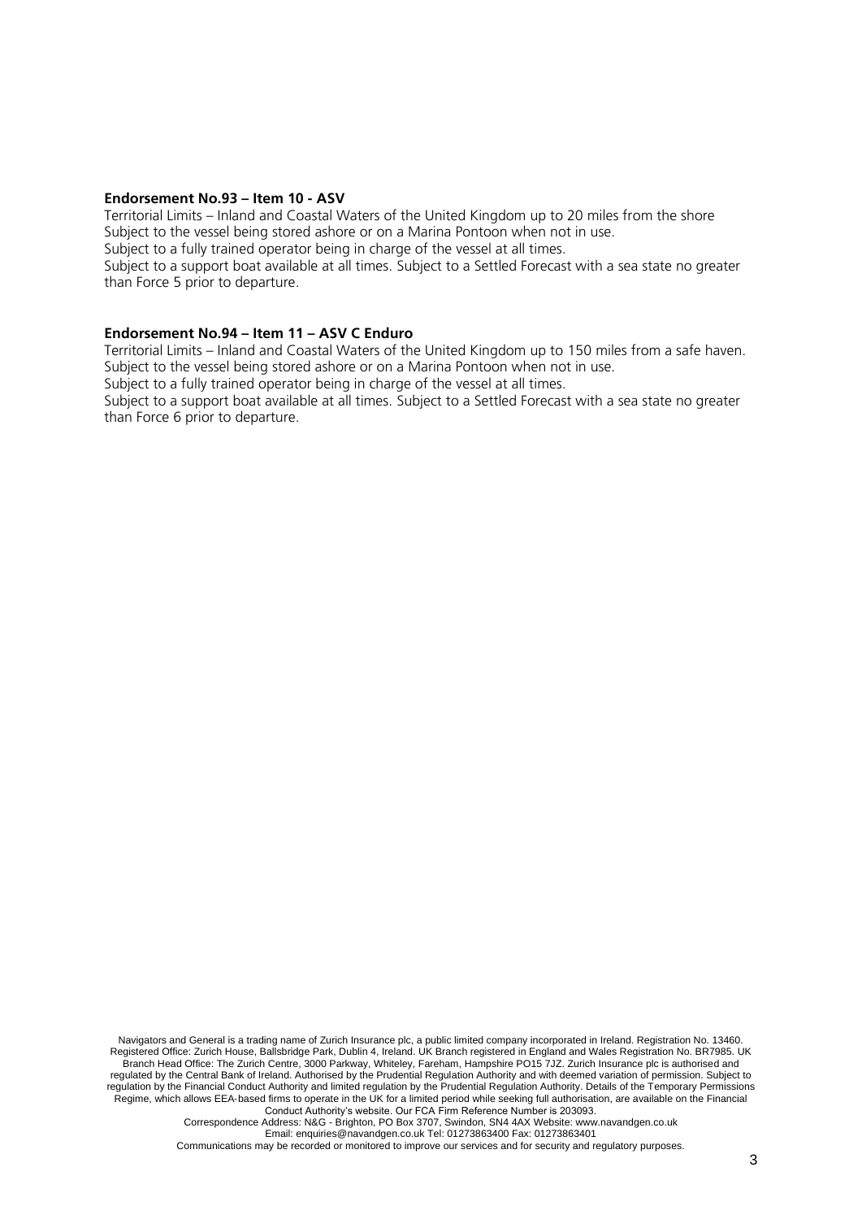**Endorsement No.93 – Item 10 - ASV**

Territorial Limits – Inland and Coastal Waters of the United Kingdom up to 20 miles from the shore
Subject to the vessel being stored ashore or on a Marina Pontoon when not in use.
Subject to a fully trained operator being in charge of the vessel at all times.
Subject to a support boat available at all times. Subject to a Settled Forecast with a sea state no greater than Force 5 prior to departure.

**Endorsement No.94 – Item 11 – ASV C Enduro**

Territorial Limits – Inland and Coastal Waters of the United Kingdom up to 150 miles from a safe haven.
Subject to the vessel being stored ashore or on a Marina Pontoon when not in use.
Subject to a fully trained operator being in charge of the vessel at all times.
Subject to a support boat available at all times. Subject to a Settled Forecast with a sea state no greater than Force 6 prior to departure.

Navigators and General is a trading name of Zurich Insurance plc, a public limited company incorporated in Ireland. Registration No. 13460. Registered Office: Zurich House, Ballsbridge Park, Dublin 4, Ireland. UK Branch registered in England and Wales Registration No. BR7985. UK Branch Head Office: The Zurich Centre, 3000 Parkway, Whiteley, Fareham, Hampshire PO15 7JZ. Zurich Insurance plc is authorised and regulated by the Central Bank of Ireland. Authorised by the Prudential Regulation Authority and with deemed variation of permission. Subject to regulation by the Financial Conduct Authority and limited regulation by the Prudential Regulation Authority. Details of the Temporary Permissions Regime, which allows EEA-based firms to operate in the UK for a limited period while seeking full authorisation, are available on the Financial Conduct Authority's website. Our FCA Firm Reference Number is 203093.
Correspondence Address: N&G - Brighton, PO Box 3707, Swindon, SN4 4AX Website: www.navandgen.co.uk
Email: enquiries@navandgen.co.uk Tel: 01273863400 Fax: 01273863401
Communications may be recorded or monitored to improve our services and for security and regulatory purposes.